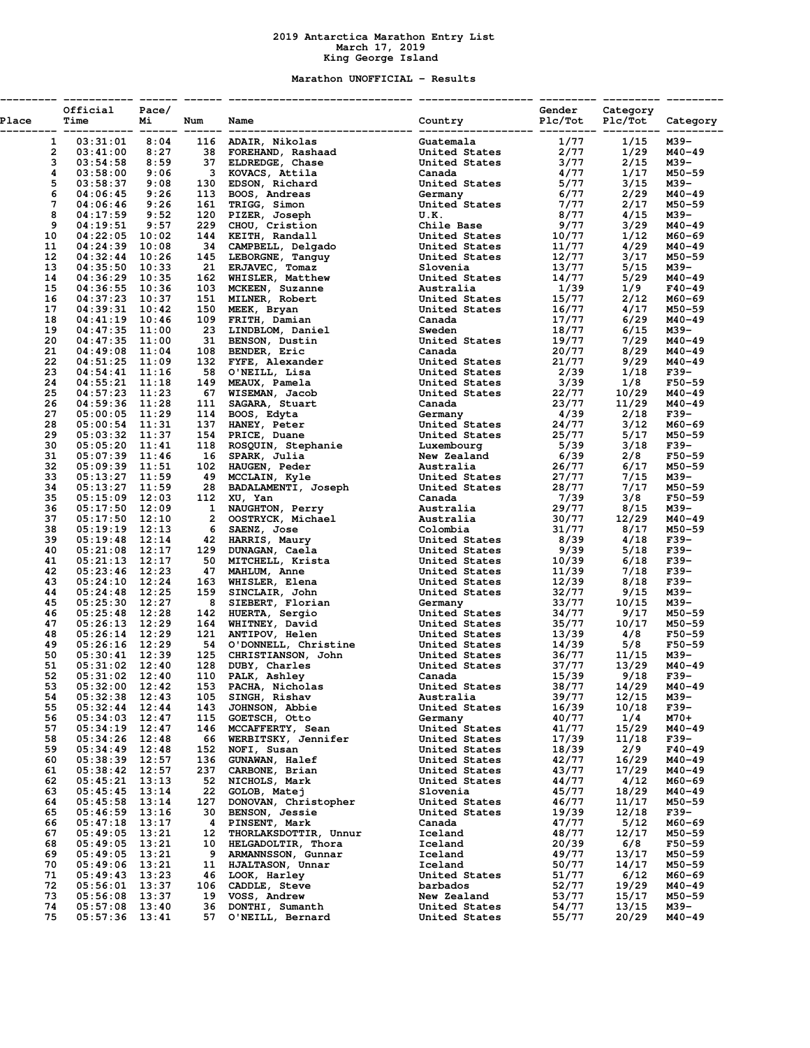# 2019 Antarctica Marathon Entry List

**March 17, 2019**

**King George Island**

## Marathon UNOFFICIAL - Results

| Place | Official Time | Pace/ Mi | Num | Name | Country | Gender Plc/Tot | Category Plc/Tot | Category |
|---|---|---|---|---|---|---|---|---|
| 1 | 03:31:01 | 8:04 | 116 | ADAIR, Nikolas | Guatemala | 1/77 | 1/15 | M39- |
| 2 | 03:41:00 | 8:27 | 38 | FOREHAND, Rashaad | United States | 2/77 | 1/29 | M40-49 |
| 3 | 03:54:58 | 8:59 | 37 | ELDREDGE, Chase | United States | 3/77 | 2/15 | M39- |
| 4 | 03:58:00 | 9:06 | 3 | KOVACS, Attila | Canada | 4/77 | 1/17 | M50-59 |
| 5 | 03:58:37 | 9:08 | 130 | EDSON, Richard | United States | 5/77 | 3/15 | M39- |
| 6 | 04:06:45 | 9:26 | 113 | BOOS, Andreas | Germany | 6/77 | 2/29 | M40-49 |
| 7 | 04:06:46 | 9:26 | 161 | TRIGG, Simon | United States | 7/77 | 2/17 | M50-59 |
| 8 | 04:17:59 | 9:52 | 120 | PIZER, Joseph | U.K. | 8/77 | 4/15 | M39- |
| 9 | 04:19:51 | 9:57 | 229 | CHOU, Cristion | Chile Base | 9/77 | 3/29 | M40-49 |
| 10 | 04:22:05 | 10:02 | 144 | KEITH, Randall | United States | 10/77 | 1/12 | M60-69 |
| 11 | 04:24:39 | 10:08 | 34 | CAMPBELL, Delgado | United States | 11/77 | 4/29 | M40-49 |
| 12 | 04:32:44 | 10:26 | 145 | LEBORGNE, Tanguy | United States | 12/77 | 3/17 | M50-59 |
| 13 | 04:35:50 | 10:33 | 21 | ERJAVEC, Tomaz | Slovenia | 13/77 | 5/15 | M39- |
| 14 | 04:36:29 | 10:35 | 162 | WHISLER, Matthew | United States | 14/77 | 5/29 | M40-49 |
| 15 | 04:36:55 | 10:36 | 103 | MCKEEN, Suzanne | Australia | 1/39 | 1/9 | F40-49 |
| 16 | 04:37:23 | 10:37 | 151 | MILNER, Robert | United States | 15/77 | 2/12 | M60-69 |
| 17 | 04:39:31 | 10:42 | 150 | MEEK, Bryan | United States | 16/77 | 4/17 | M50-59 |
| 18 | 04:41:19 | 10:46 | 109 | FRITH, Damian | Canada | 17/77 | 6/29 | M40-49 |
| 19 | 04:47:35 | 11:00 | 23 | LINDBLOM, Daniel | Sweden | 18/77 | 6/15 | M39- |
| 20 | 04:47:35 | 11:00 | 31 | BENSON, Dustin | United States | 19/77 | 7/29 | M40-49 |
| 21 | 04:49:08 | 11:04 | 108 | BENDER, Eric | Canada | 20/77 | 8/29 | M40-49 |
| 22 | 04:51:25 | 11:09 | 132 | FYFE, Alexander | United States | 21/77 | 9/29 | M40-49 |
| 23 | 04:54:41 | 11:16 | 58 | O'NEILL, Lisa | United States | 2/39 | 1/18 | F39- |
| 24 | 04:55:21 | 11:18 | 149 | MEAUX, Pamela | United States | 3/39 | 1/8 | F50-59 |
| 25 | 04:57:23 | 11:23 | 67 | WISEMAN, Jacob | United States | 22/77 | 10/29 | M40-49 |
| 26 | 04:59:36 | 11:28 | 111 | SAGARA, Stuart | Canada | 23/77 | 11/29 | M40-49 |
| 27 | 05:00:05 | 11:29 | 114 | BOOS, Edyta | Germany | 4/39 | 2/18 | F39- |
| 28 | 05:00:54 | 11:31 | 137 | HANEY, Peter | United States | 24/77 | 3/12 | M60-69 |
| 29 | 05:03:32 | 11:37 | 154 | PRICE, Duane | United States | 25/77 | 5/17 | M50-59 |
| 30 | 05:05:20 | 11:41 | 118 | ROSQUIN, Stephanie | Luxembourg | 5/39 | 3/18 | F39- |
| 31 | 05:07:39 | 11:46 | 16 | SPARK, Julia | New Zealand | 6/39 | 2/8 | F50-59 |
| 32 | 05:09:39 | 11:51 | 102 | HAUGEN, Peder | Australia | 26/77 | 6/17 | M50-59 |
| 33 | 05:13:27 | 11:59 | 49 | MCCLAIN, Kyle | United States | 27/77 | 7/15 | M39- |
| 34 | 05:13:27 | 11:59 | 28 | BADALAMENTI, Joseph | United States | 28/77 | 7/17 | M50-59 |
| 35 | 05:15:09 | 12:03 | 112 | XU, Yan | Canada | 7/39 | 3/8 | F50-59 |
| 36 | 05:17:50 | 12:09 | 1 | NAUGHTON, Perry | Australia | 29/77 | 8/15 | M39- |
| 37 | 05:17:50 | 12:10 | 2 | OOSTRYCK, Michael | Australia | 30/77 | 12/29 | M40-49 |
| 38 | 05:19:19 | 12:13 | 6 | SAENZ, Jose | Colombia | 31/77 | 8/17 | M50-59 |
| 39 | 05:19:48 | 12:14 | 42 | HARRIS, Maury | United States | 8/39 | 4/18 | F39- |
| 40 | 05:21:08 | 12:17 | 129 | DUNAGAN, Caela | United States | 9/39 | 5/18 | F39- |
| 41 | 05:21:13 | 12:17 | 50 | MITCHELL, Krista | United States | 10/39 | 6/18 | F39- |
| 42 | 05:23:46 | 12:23 | 47 | MAHLUM, Anne | United States | 11/39 | 7/18 | F39- |
| 43 | 05:24:10 | 12:24 | 163 | WHISLER, Elena | United States | 12/39 | 8/18 | F39- |
| 44 | 05:24:48 | 12:25 | 159 | SINCLAIR, John | United States | 32/77 | 9/15 | M39- |
| 45 | 05:25:30 | 12:27 | 8 | SIEBERT, Florian | Germany | 33/77 | 10/15 | M39- |
| 46 | 05:25:48 | 12:28 | 142 | HUERTA, Sergio | United States | 34/77 | 9/17 | M50-59 |
| 47 | 05:26:13 | 12:29 | 164 | WHITNEY, David | United States | 35/77 | 10/17 | M50-59 |
| 48 | 05:26:14 | 12:29 | 121 | ANTIPOV, Helen | United States | 13/39 | 4/8 | F50-59 |
| 49 | 05:26:16 | 12:29 | 54 | O'DONNELL, Christine | United States | 14/39 | 5/8 | F50-59 |
| 50 | 05:30:41 | 12:39 | 125 | CHRISTIANSON, John | United States | 36/77 | 11/15 | M39- |
| 51 | 05:31:02 | 12:40 | 128 | DUBY, Charles | United States | 37/77 | 13/29 | M40-49 |
| 52 | 05:31:02 | 12:40 | 110 | PALK, Ashley | Canada | 15/39 | 9/18 | F39- |
| 53 | 05:32:00 | 12:42 | 153 | PACHA, Nicholas | United States | 38/77 | 14/29 | M40-49 |
| 54 | 05:32:38 | 12:43 | 105 | SINGH, Rishav | Australia | 39/77 | 12/15 | M39- |
| 55 | 05:32:44 | 12:44 | 143 | JOHNSON, Abbie | United States | 16/39 | 10/18 | F39- |
| 56 | 05:34:03 | 12:47 | 115 | GOETSCH, Otto | Germany | 40/77 | 1/4 | M70+ |
| 57 | 05:34:19 | 12:47 | 146 | MCCAFFERTY, Sean | United States | 41/77 | 15/29 | M40-49 |
| 58 | 05:34:26 | 12:48 | 66 | WERBITSKY, Jennifer | United States | 17/39 | 11/18 | F39- |
| 59 | 05:34:49 | 12:48 | 152 | NOFI, Susan | United States | 18/39 | 2/9 | F40-49 |
| 60 | 05:38:39 | 12:57 | 136 | GUNAWAN, Halef | United States | 42/77 | 16/29 | M40-49 |
| 61 | 05:38:42 | 12:57 | 237 | CARBONE, Brian | United States | 43/77 | 17/29 | M40-49 |
| 62 | 05:45:21 | 13:13 | 52 | NICHOLS, Mark | United States | 44/77 | 4/12 | M60-69 |
| 63 | 05:45:45 | 13:14 | 22 | GOLOB, Matej | Slovenia | 45/77 | 18/29 | M40-49 |
| 64 | 05:45:58 | 13:14 | 127 | DONOVAN, Christopher | United States | 46/77 | 11/17 | M50-59 |
| 65 | 05:46:59 | 13:16 | 30 | BENSON, Jessie | United States | 19/39 | 12/18 | F39- |
| 66 | 05:47:18 | 13:17 | 4 | PINSENT, Mark | Canada | 47/77 | 5/12 | M60-69 |
| 67 | 05:49:05 | 13:21 | 12 | THORLAKSDOTTIR, Unnur | Iceland | 48/77 | 12/17 | M50-59 |
| 68 | 05:49:05 | 13:21 | 10 | HELGADOLTIR, Thora | Iceland | 20/39 | 6/8 | F50-59 |
| 69 | 05:49:05 | 13:21 | 9 | ARMANNSSON, Gunnar | Iceland | 49/77 | 13/17 | M50-59 |
| 70 | 05:49:06 | 13:21 | 11 | HJALTASON, Unnar | Iceland | 50/77 | 14/17 | M50-59 |
| 71 | 05:49:43 | 13:23 | 46 | LOOK, Harley | United States | 51/77 | 6/12 | M60-69 |
| 72 | 05:56:01 | 13:37 | 106 | CADDLE, Steve | barbados | 52/77 | 19/29 | M40-49 |
| 73 | 05:56:08 | 13:37 | 19 | VOSS, Andrew | New Zealand | 53/77 | 15/17 | M50-59 |
| 74 | 05:57:08 | 13:40 | 36 | DONTHI, Sumanth | United States | 54/77 | 13/15 | M39- |
| 75 | 05:57:36 | 13:41 | 57 | O'NEILL, Bernard | United States | 55/77 | 20/29 | M40-49 |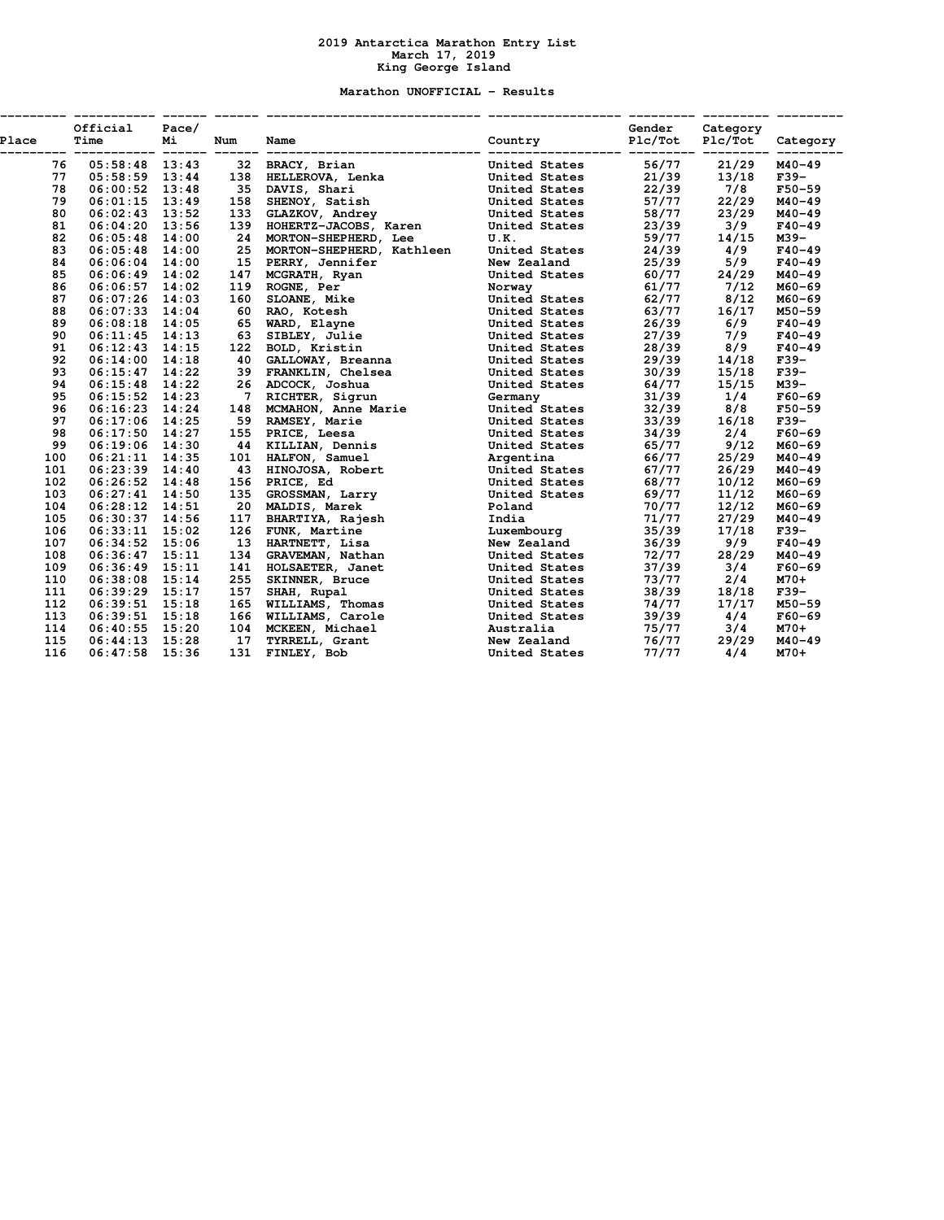# 2019 Antarctica Marathon Entry List

March 17, 2019

King George Island

## Marathon UNOFFICIAL - Results

| Place | Official Time | Pace/ Mi | Num | Name | Country | Gender Plc/Tot | Category Plc/Tot | Category |
|---|---|---|---|---|---|---|---|---|
| 76 | 05:58:48 | 13:43 | 32 | BRACY, Brian | United States | 56/77 | 21/29 | M40-49 |
| 77 | 05:58:59 | 13:44 | 138 | HELLEROVA, Lenka | United States | 21/39 | 13/18 | F39- |
| 78 | 06:00:52 | 13:48 | 35 | DAVIS, Shari | United States | 22/39 | 7/8 | F50-59 |
| 79 | 06:01:15 | 13:49 | 158 | SHENOY, Satish | United States | 57/77 | 22/29 | M40-49 |
| 80 | 06:02:43 | 13:52 | 133 | GLAZKOV, Andrey | United States | 58/77 | 23/29 | M40-49 |
| 81 | 06:04:20 | 13:56 | 139 | HOHERTZ-JACOBS, Karen | United States | 23/39 | 3/9 | F40-49 |
| 82 | 06:05:48 | 14:00 | 24 | MORTON-SHEPHERD, Lee | U.K. | 59/77 | 14/15 | M39- |
| 83 | 06:05:48 | 14:00 | 25 | MORTON-SHEPHERD, Kathleen | United States | 24/39 | 4/9 | F40-49 |
| 84 | 06:06:04 | 14:00 | 15 | PERRY, Jennifer | New Zealand | 25/39 | 5/9 | F40-49 |
| 85 | 06:06:49 | 14:02 | 147 | MCGRATH, Ryan | United States | 60/77 | 24/29 | M40-49 |
| 86 | 06:06:57 | 14:02 | 119 | ROGNE, Per | Norway | 61/77 | 7/12 | M60-69 |
| 87 | 06:07:26 | 14:03 | 160 | SLOANE, Mike | United States | 62/77 | 8/12 | M60-69 |
| 88 | 06:07:33 | 14:04 | 60 | RAO, Kotesh | United States | 63/77 | 16/17 | M50-59 |
| 89 | 06:08:18 | 14:05 | 65 | WARD, Elayne | United States | 26/39 | 6/9 | F40-49 |
| 90 | 06:11:45 | 14:13 | 63 | SIBLEY, Julie | United States | 27/39 | 7/9 | F40-49 |
| 91 | 06:12:43 | 14:15 | 122 | BOLD, Kristin | United States | 28/39 | 8/9 | F40-49 |
| 92 | 06:14:00 | 14:18 | 40 | GALLOWAY, Breanna | United States | 29/39 | 14/18 | F39- |
| 93 | 06:15:47 | 14:22 | 39 | FRANKLIN, Chelsea | United States | 30/39 | 15/18 | F39- |
| 94 | 06:15:48 | 14:22 | 26 | ADCOCK, Joshua | United States | 64/77 | 15/15 | M39- |
| 95 | 06:15:52 | 14:23 | 7 | RICHTER, Sigrun | Germany | 31/39 | 1/4 | F60-69 |
| 96 | 06:16:23 | 14:24 | 148 | MCMAHON, Anne Marie | United States | 32/39 | 8/8 | F50-59 |
| 97 | 06:17:06 | 14:25 | 59 | RAMSEY, Marie | United States | 33/39 | 16/18 | F39- |
| 98 | 06:17:50 | 14:27 | 155 | PRICE, Leesa | United States | 34/39 | 2/4 | F60-69 |
| 99 | 06:19:06 | 14:30 | 44 | KILLIAN, Dennis | United States | 65/77 | 9/12 | M60-69 |
| 100 | 06:21:11 | 14:35 | 101 | HALFON, Samuel | Argentina | 66/77 | 25/29 | M40-49 |
| 101 | 06:23:39 | 14:40 | 43 | HINOJOSA, Robert | United States | 67/77 | 26/29 | M40-49 |
| 102 | 06:26:52 | 14:48 | 156 | PRICE, Ed | United States | 68/77 | 10/12 | M60-69 |
| 103 | 06:27:41 | 14:50 | 135 | GROSSMAN, Larry | United States | 69/77 | 11/12 | M60-69 |
| 104 | 06:28:12 | 14:51 | 20 | MALDIS, Marek | Poland | 70/77 | 12/12 | M60-69 |
| 105 | 06:30:37 | 14:56 | 117 | BHARTIYA, Rajesh | India | 71/77 | 27/29 | M40-49 |
| 106 | 06:33:11 | 15:02 | 126 | FUNK, Martine | Luxembourg | 35/39 | 17/18 | F39- |
| 107 | 06:34:52 | 15:06 | 13 | HARTNETT, Lisa | New Zealand | 36/39 | 9/9 | F40-49 |
| 108 | 06:36:47 | 15:11 | 134 | GRAVEMAN, Nathan | United States | 72/77 | 28/29 | M40-49 |
| 109 | 06:36:49 | 15:11 | 141 | HOLSAETER, Janet | United States | 37/39 | 3/4 | F60-69 |
| 110 | 06:38:08 | 15:14 | 255 | SKINNER, Bruce | United States | 73/77 | 2/4 | M70+ |
| 111 | 06:39:29 | 15:17 | 157 | SHAH, Rupal | United States | 38/39 | 18/18 | F39- |
| 112 | 06:39:51 | 15:18 | 165 | WILLIAMS, Thomas | United States | 74/77 | 17/17 | M50-59 |
| 113 | 06:39:51 | 15:18 | 166 | WILLIAMS, Carole | United States | 39/39 | 4/4 | F60-69 |
| 114 | 06:40:55 | 15:20 | 104 | MCKEEN, Michael | Australia | 75/77 | 3/4 | M70+ |
| 115 | 06:44:13 | 15:28 | 17 | TYRRELL, Grant | New Zealand | 76/77 | 29/29 | M40-49 |
| 116 | 06:47:58 | 15:36 | 131 | FINLEY, Bob | United States | 77/77 | 4/4 | M70+ |